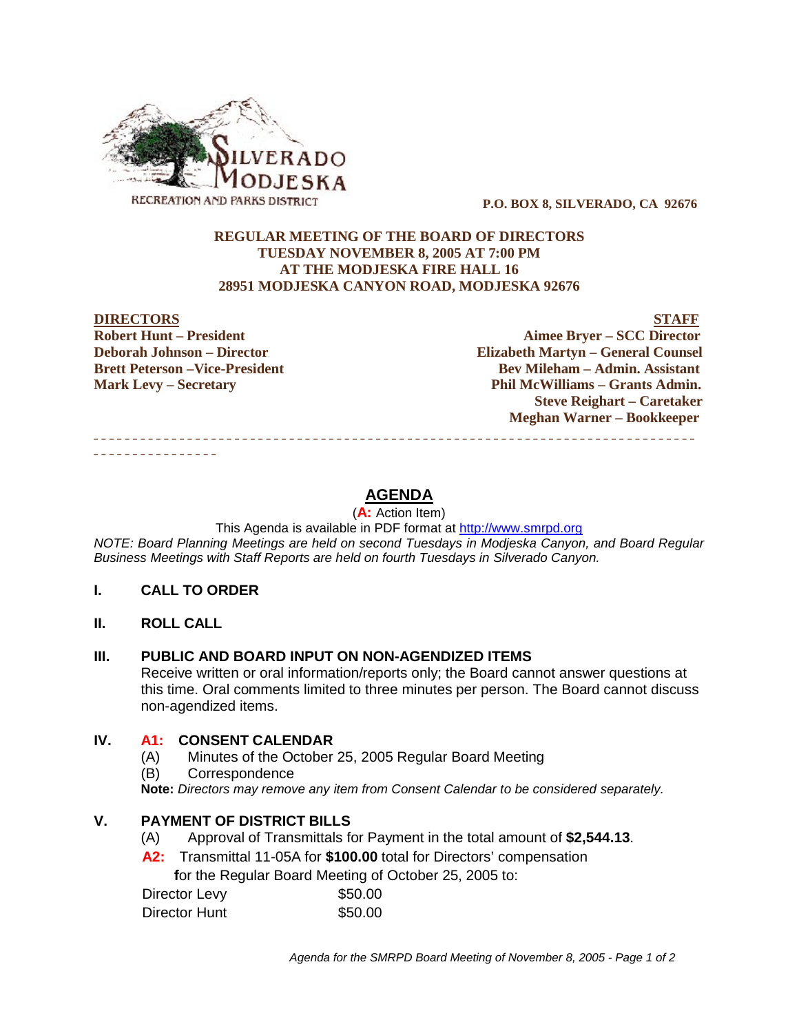SILVERADO MODJESKA RECREATION AND PARKS DISTRICT

**P.O. BOX 8, SILVERADO, CA 92676**

**REGULAR MEETING OF THE BOARD OF DIRECTORS**
**TUESDAY NOVEMBER 8, 2005 AT 7:00 PM**
**AT THE MODJESKA FIRE HALL 16**
**28951 MODJESKA CANYON ROAD, MODJESKA 92676**

| DIRECTORS | STAFF |
| --- | --- |
| Robert Hunt – President | Aimee Bryer – SCC Director |
| Deborah Johnson – Director | Elizabeth Martyn – General Counsel |
| Brett Peterson –Vice-President | Bev Mileham – Admin. Assistant |
| Mark Levy – Secretary | Phil McWilliams – Grants Admin. |
| | Steve Reighart – Caretaker |
| | Meghan Warner – Bookkeeper |

---

# AGENDA

(**A:** Action Item)

This Agenda is available in PDF format at http://www.smrpd.org

*NOTE: Board Planning Meetings are held on second Tuesdays in Modjeska Canyon, and Board Regular Business Meetings with Staff Reports are held on fourth Tuesdays in Silverado Canyon.*

## I. CALL TO ORDER

## II. ROLL CALL

## III. PUBLIC AND BOARD INPUT ON NON-AGENDIZED ITEMS

Receive written or oral information/reports only; the Board cannot answer questions at this time. Oral comments limited to three minutes per person. The Board cannot discuss non-agendized items.

## IV. A1: CONSENT CALENDAR

(A) Minutes of the October 25, 2005 Regular Board Meeting

(B) Correspondence

**Note:** *Directors may remove any item from Consent Calendar to be considered separately.*

## V. PAYMENT OF DISTRICT BILLS

(A) Approval of Transmittals for Payment in the total amount of **$2,544.13**.

**A2:** Transmittal 11-05A for **$100.00** total for Directors' compensation for the Regular Board Meeting of October 25, 2005 to:

| | |
| --- | --- |
| Director Levy | $50.00 |
| Director Hunt | $50.00 |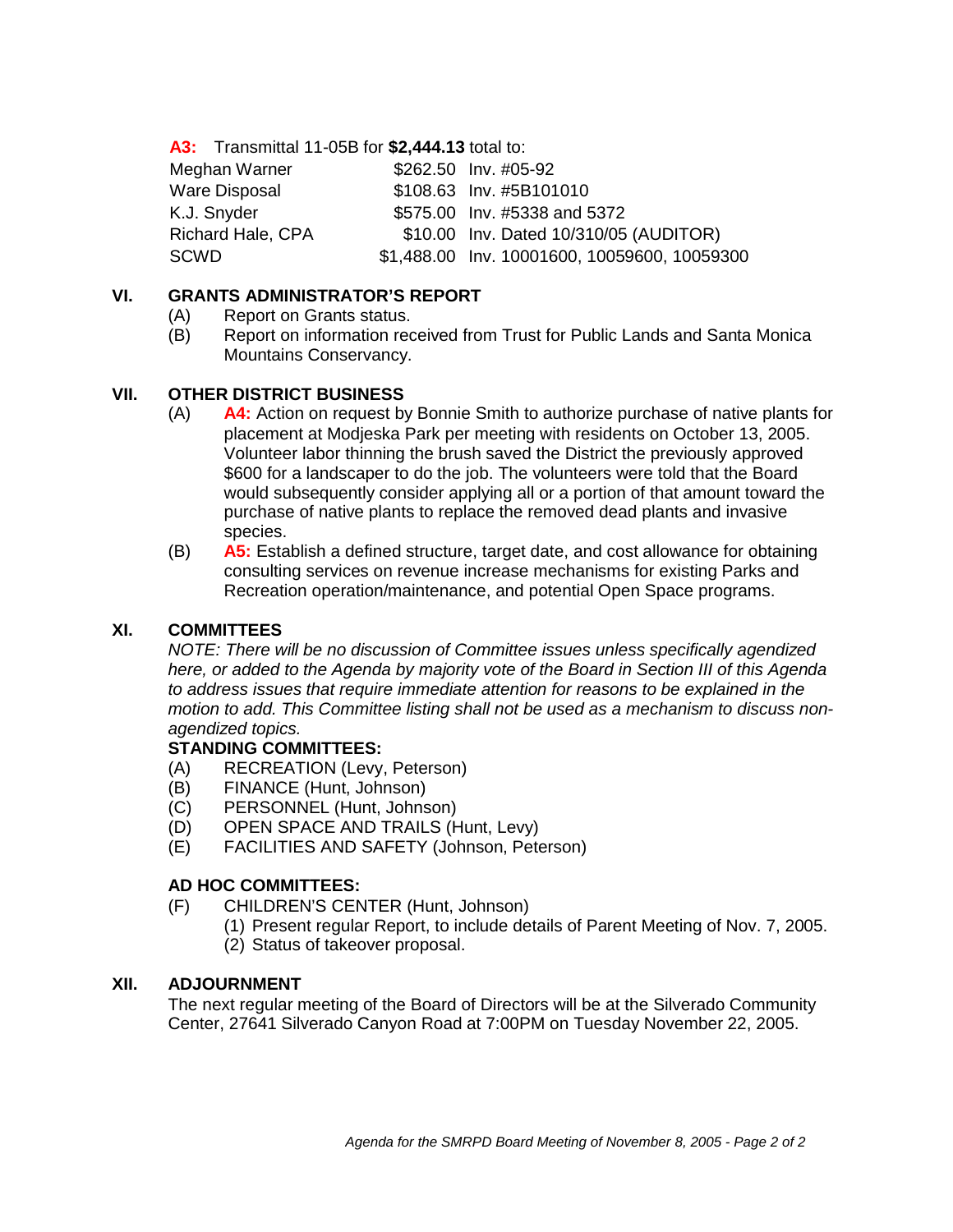**A3:** Transmittal 11-05B for **$2,444.13** total to:

| | | |
|---|---|---|
| Meghan Warner | $262.50 | Inv. #05-92 |
| Ware Disposal | $108.63 | Inv. #5B101010 |
| K.J. Snyder | $575.00 | Inv. #5338 and 5372 |
| Richard Hale, CPA | $10.00 | Inv. Dated 10/310/05 (AUDITOR) |
| SCWD | $1,488.00 | Inv. 10001600, 10059600, 10059300 |

## VI. GRANTS ADMINISTRATOR'S REPORT

(A) Report on Grants status.

(B) Report on information received from Trust for Public Lands and Santa Monica Mountains Conservancy.

## VII. OTHER DISTRICT BUSINESS

(A) **A4:** Action on request by Bonnie Smith to authorize purchase of native plants for placement at Modjeska Park per meeting with residents on October 13, 2005. Volunteer labor thinning the brush saved the District the previously approved $600 for a landscaper to do the job. The volunteers were told that the Board would subsequently consider applying all or a portion of that amount toward the purchase of native plants to replace the removed dead plants and invasive species.

(B) **A5:** Establish a defined structure, target date, and cost allowance for obtaining consulting services on revenue increase mechanisms for existing Parks and Recreation operation/maintenance, and potential Open Space programs.

## XI. COMMITTEES

*NOTE: There will be no discussion of Committee issues unless specifically agendized here, or added to the Agenda by majority vote of the Board in Section III of this Agenda to address issues that require immediate attention for reasons to be explained in the motion to add. This Committee listing shall not be used as a mechanism to discuss non-agendized topics.*

**STANDING COMMITTEES:**

(A) RECREATION (Levy, Peterson)
(B) FINANCE (Hunt, Johnson)
(C) PERSONNEL (Hunt, Johnson)
(D) OPEN SPACE AND TRAILS (Hunt, Levy)
(E) FACILITIES AND SAFETY (Johnson, Peterson)

**AD HOC COMMITTEES:**

(F) CHILDREN'S CENTER (Hunt, Johnson)
(1) Present regular Report, to include details of Parent Meeting of Nov. 7, 2005.
(2) Status of takeover proposal.

## XII. ADJOURNMENT

The next regular meeting of the Board of Directors will be at the Silverado Community Center, 27641 Silverado Canyon Road at 7:00PM on Tuesday November 22, 2005.